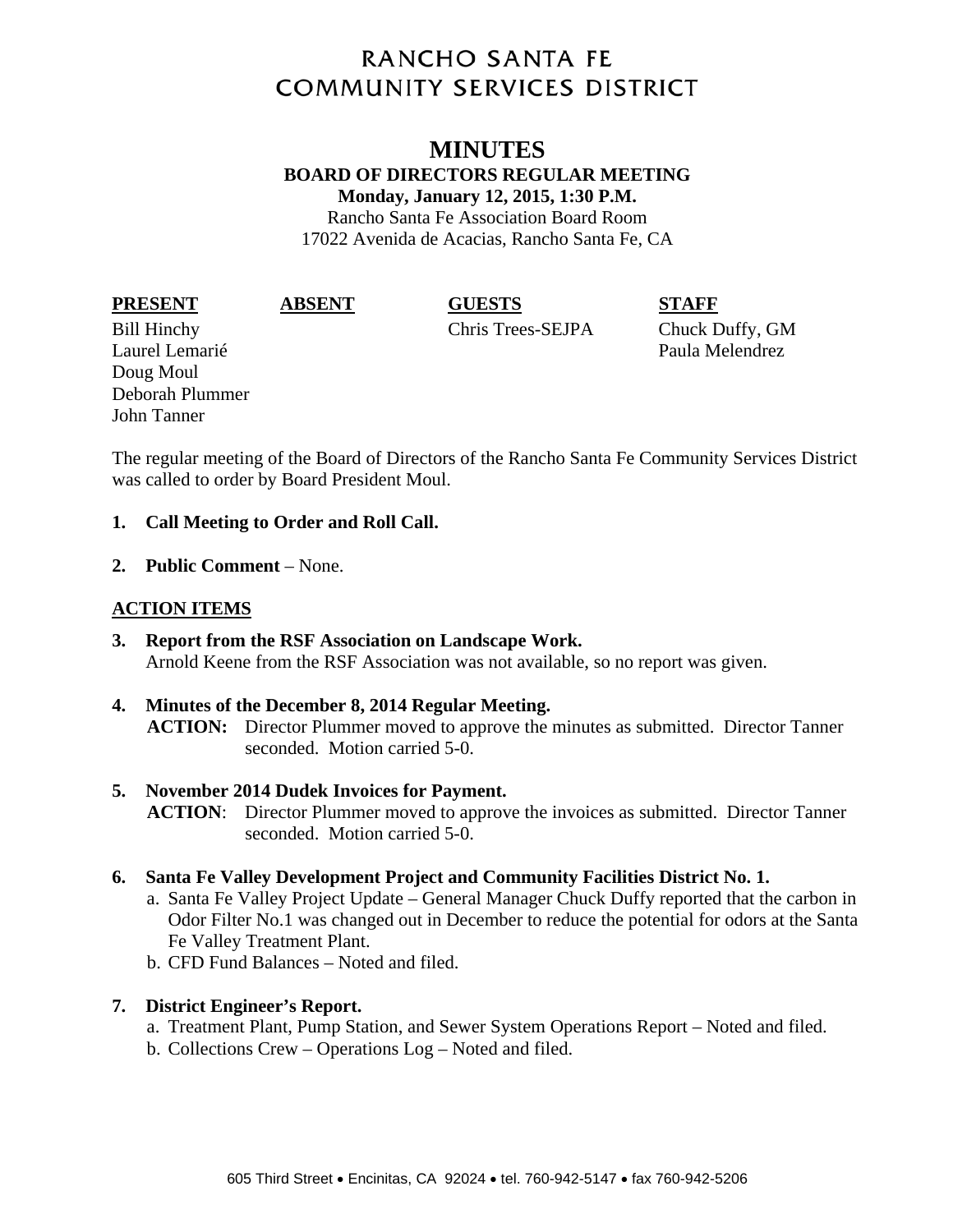# RANCHO SANTA FE COMMUNITY SERVICES DISTRICT

## MINUTES

### BOARD OF DIRECTORS REGULAR MEETING

**Monday, January 12, 2015, 1:30 P.M.**

Rancho Santa Fe Association Board Room
17022 Avenida de Acacias, Rancho Santa Fe, CA

| PRESENT | ABSENT | GUESTS | STAFF |
|---|---|---|---|
| Bill Hinchy | | Chris Trees-SEJPA | Chuck Duffy, GM |
| Laurel Lemarié | | | Paula Melendrez |
| Doug Moul | | | |
| Deborah Plummer | | | |
| John Tanner | | | |

The regular meeting of the Board of Directors of the Rancho Santa Fe Community Services District was called to order by Board President Moul.

1. **Call Meeting to Order and Roll Call.**
2. **Public Comment** – None.

**ACTION ITEMS**

3. **Report from the RSF Association on Landscape Work.**
   Arnold Keene from the RSF Association was not available, so no report was given.

4. **Minutes of the December 8, 2014 Regular Meeting.**
   **ACTION:** Director Plummer moved to approve the minutes as submitted. Director Tanner seconded. Motion carried 5-0.

5. **November 2014 Dudek Invoices for Payment.**
   **ACTION**: Director Plummer moved to approve the invoices as submitted. Director Tanner seconded. Motion carried 5-0.

6. **Santa Fe Valley Development Project and Community Facilities District No. 1.**
   a. Santa Fe Valley Project Update – General Manager Chuck Duffy reported that the carbon in Odor Filter No.1 was changed out in December to reduce the potential for odors at the Santa Fe Valley Treatment Plant.
   b. CFD Fund Balances – Noted and filed.

7. **District Engineer's Report.**
   a. Treatment Plant, Pump Station, and Sewer System Operations Report – Noted and filed.
   b. Collections Crew – Operations Log – Noted and filed.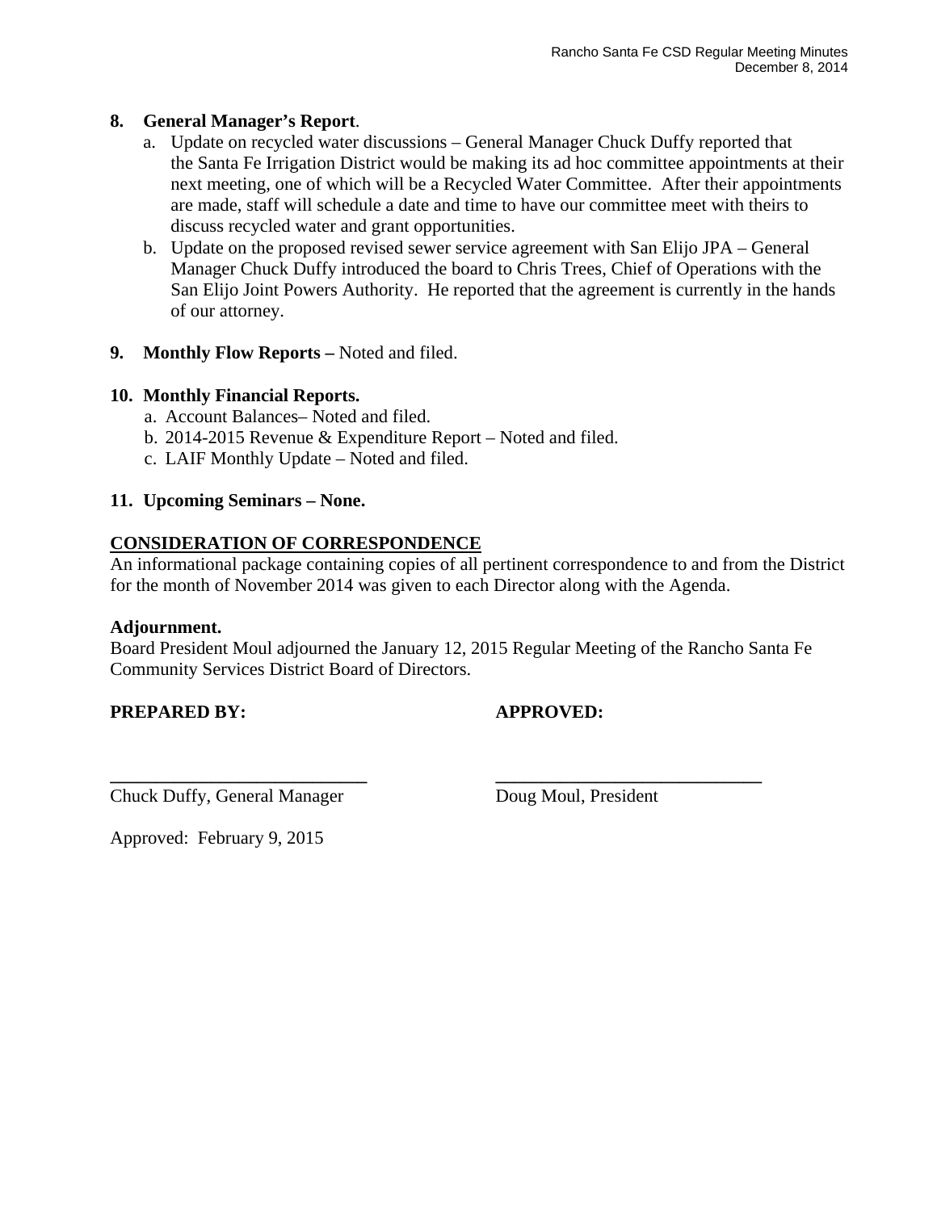**8. General Manager's Report**.

a. Update on recycled water discussions – General Manager Chuck Duffy reported that the Santa Fe Irrigation District would be making its ad hoc committee appointments at their next meeting, one of which will be a Recycled Water Committee. After their appointments are made, staff will schedule a date and time to have our committee meet with theirs to discuss recycled water and grant opportunities.

b. Update on the proposed revised sewer service agreement with San Elijo JPA – General Manager Chuck Duffy introduced the board to Chris Trees, Chief of Operations with the San Elijo Joint Powers Authority. He reported that the agreement is currently in the hands of our attorney.

**9. Monthly Flow Reports –** Noted and filed.

**10. Monthly Financial Reports.**

a. Account Balances– Noted and filed.
b. 2014-2015 Revenue & Expenditure Report – Noted and filed.
c. LAIF Monthly Update – Noted and filed.

**11. Upcoming Seminars – None.**

**CONSIDERATION OF CORRESPONDENCE**

An informational package containing copies of all pertinent correspondence to and from the District for the month of November 2014 was given to each Director along with the Agenda.

**Adjournment.**

Board President Moul adjourned the January 12, 2015 Regular Meeting of the Rancho Santa Fe Community Services District Board of Directors.

**PREPARED BY:** **APPROVED:**

\_\_\_\_\_\_\_\_\_\_\_\_\_\_\_\_\_\_\_\_\_\_\_\_\_\_\_\_ \_\_\_\_\_\_\_\_\_\_\_\_\_\_\_\_\_\_\_\_\_\_\_\_\_\_\_\_\_\_

Chuck Duffy, General Manager Doug Moul, President

Approved: February 9, 2015